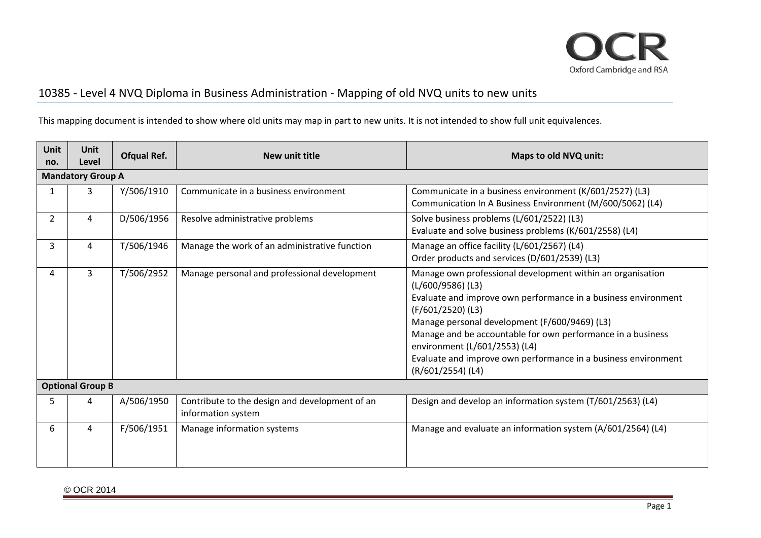# 10385 - Level 4 NVQ Diploma in Business Administration - Mapping of old NVQ units to new units

This mapping document is intended to show where old units may map in part to new units. It is not intended to show full unit equivalences.

| Unit no. | Unit Level | Ofqual Ref. | New unit title | Maps to old NVQ unit: |
|---|---|---|---|---|
| **Mandatory Group A** | | | | |
| 1 | 3 | Y/506/1910 | Communicate in a business environment | Communicate in a business environment (K/601/2527) (L3)<br>Communication In A Business Environment (M/600/5062) (L4) |
| 2 | 4 | D/506/1956 | Resolve administrative problems | Solve business problems (L/601/2522) (L3)<br>Evaluate and solve business problems (K/601/2558) (L4) |
| 3 | 4 | T/506/1946 | Manage the work of an administrative function | Manage an office facility (L/601/2567) (L4)<br>Order products and services (D/601/2539) (L3) |
| 4 | 3 | T/506/2952 | Manage personal and professional development | Manage own professional development within an organisation (L/600/9586) (L3)<br>Evaluate and improve own performance in a business environment (F/601/2520) (L3)<br>Manage personal development (F/600/9469) (L3)<br>Manage and be accountable for own performance in a business environment (L/601/2553) (L4)<br>Evaluate and improve own performance in a business environment (R/601/2554) (L4) |
| **Optional Group B** | | | | |
| 5 | 4 | A/506/1950 | Contribute to the design and development of an information system | Design and develop an information system (T/601/2563) (L4) |
| 6 | 4 | F/506/1951 | Manage information systems | Manage and evaluate an information system (A/601/2564) (L4) |

© OCR 2014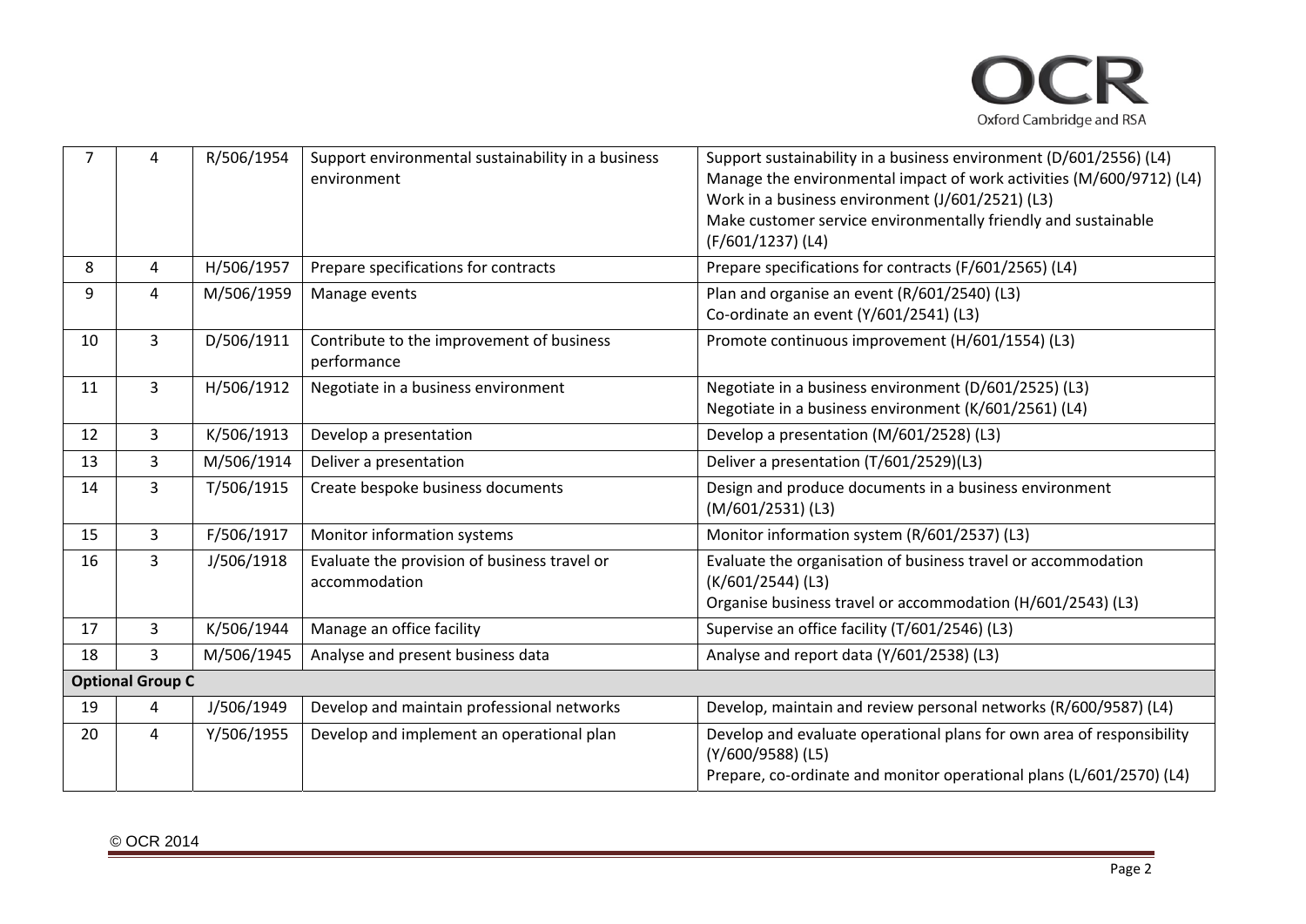| | | | | |
|---|---|---|---|---|
| 7 | 4 | R/506/1954 | Support environmental sustainability in a business environment | Support sustainability in a business environment (D/601/2556) (L4)<br>Manage the environmental impact of work activities (M/600/9712) (L4)<br>Work in a business environment (J/601/2521) (L3)<br>Make customer service environmentally friendly and sustainable (F/601/1237) (L4) |
| 8 | 4 | H/506/1957 | Prepare specifications for contracts | Prepare specifications for contracts (F/601/2565) (L4) |
| 9 | 4 | M/506/1959 | Manage events | Plan and organise an event (R/601/2540) (L3)<br>Co-ordinate an event (Y/601/2541) (L3) |
| 10 | 3 | D/506/1911 | Contribute to the improvement of business performance | Promote continuous improvement (H/601/1554) (L3) |
| 11 | 3 | H/506/1912 | Negotiate in a business environment | Negotiate in a business environment (D/601/2525) (L3)<br>Negotiate in a business environment (K/601/2561) (L4) |
| 12 | 3 | K/506/1913 | Develop a presentation | Develop a presentation (M/601/2528) (L3) |
| 13 | 3 | M/506/1914 | Deliver a presentation | Deliver a presentation (T/601/2529)(L3) |
| 14 | 3 | T/506/1915 | Create bespoke business documents | Design and produce documents in a business environment (M/601/2531) (L3) |
| 15 | 3 | F/506/1917 | Monitor information systems | Monitor information system (R/601/2537) (L3) |
| 16 | 3 | J/506/1918 | Evaluate the provision of business travel or accommodation | Evaluate the organisation of business travel or accommodation (K/601/2544) (L3)<br>Organise business travel or accommodation (H/601/2543) (L3) |
| 17 | 3 | K/506/1944 | Manage an office facility | Supervise an office facility (T/601/2546) (L3) |
| 18 | 3 | M/506/1945 | Analyse and present business data | Analyse and report data (Y/601/2538) (L3) |
| **Optional Group C** | | | | |
| 19 | 4 | J/506/1949 | Develop and maintain professional networks | Develop, maintain and review personal networks (R/600/9587) (L4) |
| 20 | 4 | Y/506/1955 | Develop and implement an operational plan | Develop and evaluate operational plans for own area of responsibility (Y/600/9588) (L5)<br>Prepare, co-ordinate and monitor operational plans (L/601/2570) (L4) |

© OCR 2014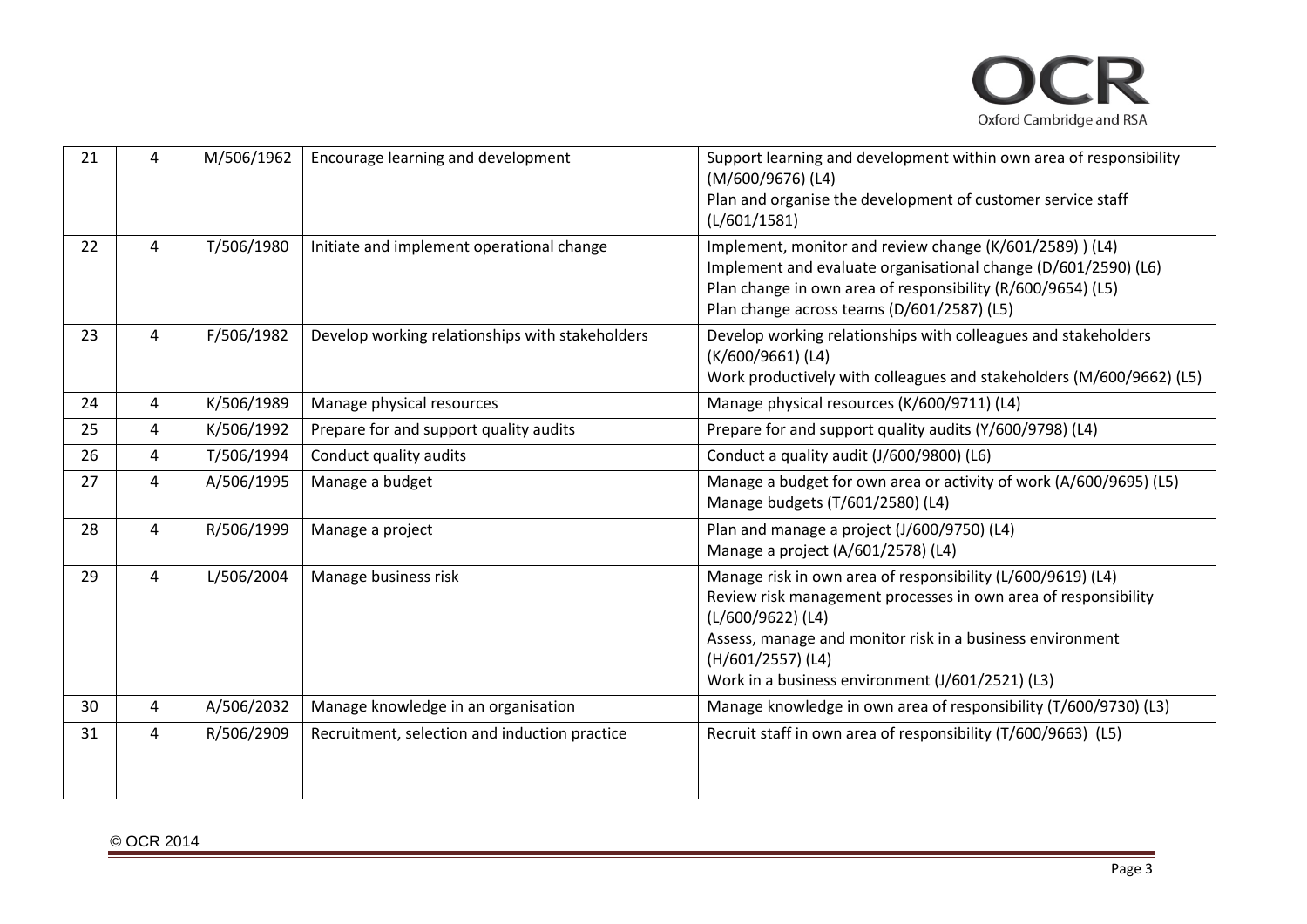| | | | | |
|---|---|---|---|---|
| 21 | 4 | M/506/1962 | Encourage learning and development | Support learning and development within own area of responsibility (M/600/9676) (L4)<br>Plan and organise the development of customer service staff (L/601/1581) |
| 22 | 4 | T/506/1980 | Initiate and implement operational change | Implement, monitor and review change (K/601/2589) ) (L4)<br>Implement and evaluate organisational change (D/601/2590) (L6)<br>Plan change in own area of responsibility (R/600/9654) (L5)<br>Plan change across teams (D/601/2587) (L5) |
| 23 | 4 | F/506/1982 | Develop working relationships with stakeholders | Develop working relationships with colleagues and stakeholders (K/600/9661) (L4)<br>Work productively with colleagues and stakeholders (M/600/9662) (L5) |
| 24 | 4 | K/506/1989 | Manage physical resources | Manage physical resources (K/600/9711) (L4) |
| 25 | 4 | K/506/1992 | Prepare for and support quality audits | Prepare for and support quality audits (Y/600/9798) (L4) |
| 26 | 4 | T/506/1994 | Conduct quality audits | Conduct a quality audit (J/600/9800) (L6) |
| 27 | 4 | A/506/1995 | Manage a budget | Manage a budget for own area or activity of work (A/600/9695) (L5)<br>Manage budgets (T/601/2580) (L4) |
| 28 | 4 | R/506/1999 | Manage a project | Plan and manage a project (J/600/9750) (L4)<br>Manage a project (A/601/2578) (L4) |
| 29 | 4 | L/506/2004 | Manage business risk | Manage risk in own area of responsibility (L/600/9619) (L4)<br>Review risk management processes in own area of responsibility (L/600/9622) (L4)<br>Assess, manage and monitor risk in a business environment (H/601/2557) (L4)<br>Work in a business environment (J/601/2521) (L3) |
| 30 | 4 | A/506/2032 | Manage knowledge in an organisation | Manage knowledge in own area of responsibility (T/600/9730) (L3) |
| 31 | 4 | R/506/2909 | Recruitment, selection and induction practice | Recruit staff in own area of responsibility (T/600/9663) (L5) |

© OCR 2014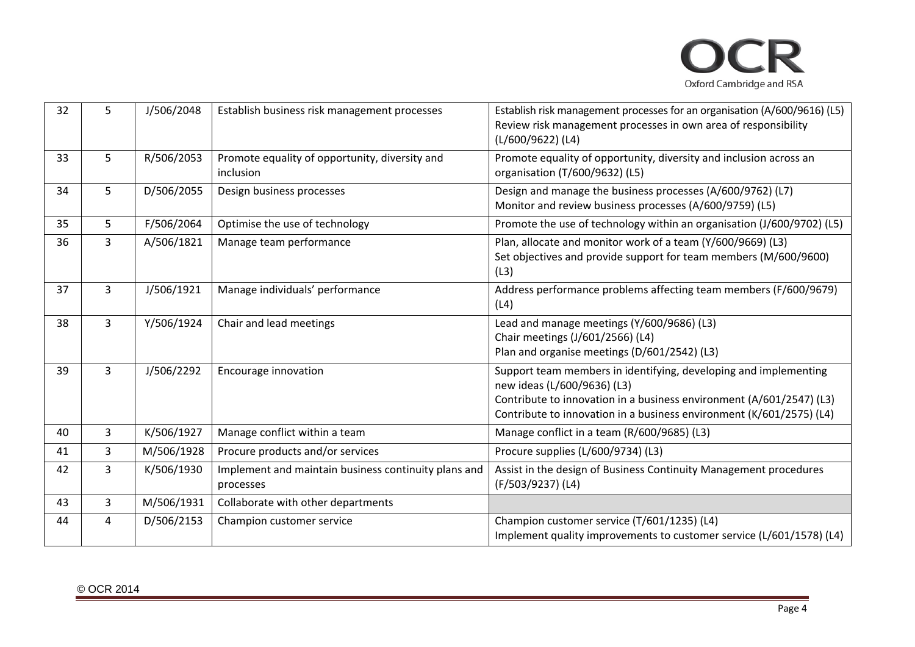| | | | | |
|---|---|---|---|---|
| 32 | 5 | J/506/2048 | Establish business risk management processes | Establish risk management processes for an organisation (A/600/9616) (L5)<br>Review risk management processes in own area of responsibility (L/600/9622) (L4) |
| 33 | 5 | R/506/2053 | Promote equality of opportunity, diversity and inclusion | Promote equality of opportunity, diversity and inclusion across an organisation (T/600/9632) (L5) |
| 34 | 5 | D/506/2055 | Design business processes | Design and manage the business processes (A/600/9762) (L7)<br>Monitor and review business processes (A/600/9759) (L5) |
| 35 | 5 | F/506/2064 | Optimise the use of technology | Promote the use of technology within an organisation (J/600/9702) (L5) |
| 36 | 3 | A/506/1821 | Manage team performance | Plan, allocate and monitor work of a team (Y/600/9669) (L3)<br>Set objectives and provide support for team members (M/600/9600) (L3) |
| 37 | 3 | J/506/1921 | Manage individuals' performance | Address performance problems affecting team members (F/600/9679) (L4) |
| 38 | 3 | Y/506/1924 | Chair and lead meetings | Lead and manage meetings (Y/600/9686) (L3)<br>Chair meetings (J/601/2566) (L4)<br>Plan and organise meetings (D/601/2542) (L3) |
| 39 | 3 | J/506/2292 | Encourage innovation | Support team members in identifying, developing and implementing new ideas (L/600/9636) (L3)<br>Contribute to innovation in a business environment (A/601/2547) (L3)<br>Contribute to innovation in a business environment (K/601/2575) (L4) |
| 40 | 3 | K/506/1927 | Manage conflict within a team | Manage conflict in a team (R/600/9685) (L3) |
| 41 | 3 | M/506/1928 | Procure products and/or services | Procure supplies (L/600/9734) (L3) |
| 42 | 3 | K/506/1930 | Implement and maintain business continuity plans and processes | Assist in the design of Business Continuity Management procedures (F/503/9237) (L4) |
| 43 | 3 | M/506/1931 | Collaborate with other departments | |
| 44 | 4 | D/506/2153 | Champion customer service | Champion customer service (T/601/1235) (L4)<br>Implement quality improvements to customer service (L/601/1578) (L4) |

© OCR 2014